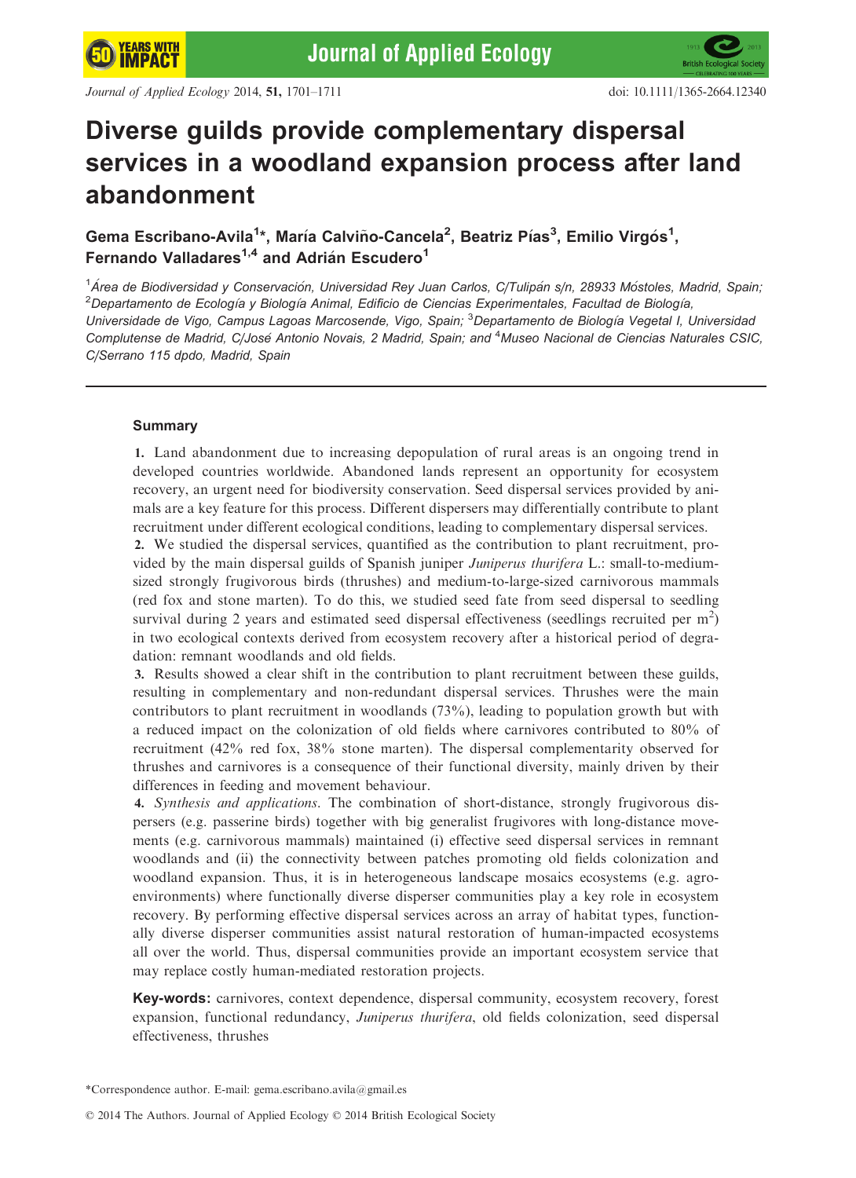# Diverse guilds provide complementary dispersal services in a woodland expansion process after land abandonment

**Gema Escribano-Avila[1]*, María Calviño-Cancela[2], Beatriz Pías[3], Emilio Virgós[1], Fernando Valladares[1,4] and Adrián Escudero[1]**

[1]*Área de Biodiversidad y Conservación, Universidad Rey Juan Carlos, C/Tulipán s/n, 28933 Móstoles, Madrid, Spain;* [2]*Departamento de Ecología y Biología Animal, Edificio de Ciencias Experimentales, Facultad de Biología, Universidade de Vigo, Campus Lagoas Marcosende, Vigo, Spain;* [3]*Departamento de Biología Vegetal I, Universidad Complutense de Madrid, C/José Antonio Novais, 2 Madrid, Spain; and* [4]*Museo Nacional de Ciencias Naturales CSIC, C/Serrano 115 dpdo, Madrid, Spain*

## Summary

**1.** Land abandonment due to increasing depopulation of rural areas is an ongoing trend in developed countries worldwide. Abandoned lands represent an opportunity for ecosystem recovery, an urgent need for biodiversity conservation. Seed dispersal services provided by animals are a key feature for this process. Different dispersers may differentially contribute to plant recruitment under different ecological conditions, leading to complementary dispersal services.

**2.** We studied the dispersal services, quantified as the contribution to plant recruitment, provided by the main dispersal guilds of Spanish juniper *Juniperus thurifera* L.: small-to-medium-sized strongly frugivorous birds (thrushes) and medium-to-large-sized carnivorous mammals (red fox and stone marten). To do this, we studied seed fate from seed dispersal to seedling survival during 2 years and estimated seed dispersal effectiveness (seedlings recruited per $m^2$) in two ecological contexts derived from ecosystem recovery after a historical period of degradation: remnant woodlands and old fields.

**3.** Results showed a clear shift in the contribution to plant recruitment between these guilds, resulting in complementary and non-redundant dispersal services. Thrushes were the main contributors to plant recruitment in woodlands (73%), leading to population growth but with a reduced impact on the colonization of old fields where carnivores contributed to 80% of recruitment (42% red fox, 38% stone marten). The dispersal complementarity observed for thrushes and carnivores is a consequence of their functional diversity, mainly driven by their differences in feeding and movement behaviour.

**4.** *Synthesis and applications.* The combination of short-distance, strongly frugivorous dispersers (e.g. passerine birds) together with big generalist frugivores with long-distance movements (e.g. carnivorous mammals) maintained (i) effective seed dispersal services in remnant woodlands and (ii) the connectivity between patches promoting old fields colonization and woodland expansion. Thus, it is in heterogeneous landscape mosaics ecosystems (e.g. agro-environments) where functionally diverse disperser communities play a key role in ecosystem recovery. By performing effective dispersal services across an array of habitat types, functionally diverse disperser communities assist natural restoration of human-impacted ecosystems all over the world. Thus, dispersal communities provide an important ecosystem service that may replace costly human-mediated restoration projects.

**Key-words:** carnivores, context dependence, dispersal community, ecosystem recovery, forest expansion, functional redundancy, *Juniperus thurifera*, old fields colonization, seed dispersal effectiveness, thrushes

*Correspondence author. E-mail: gema.escribano.avila@gmail.es

© 2014 The Authors. Journal of Applied Ecology © 2014 British Ecological Society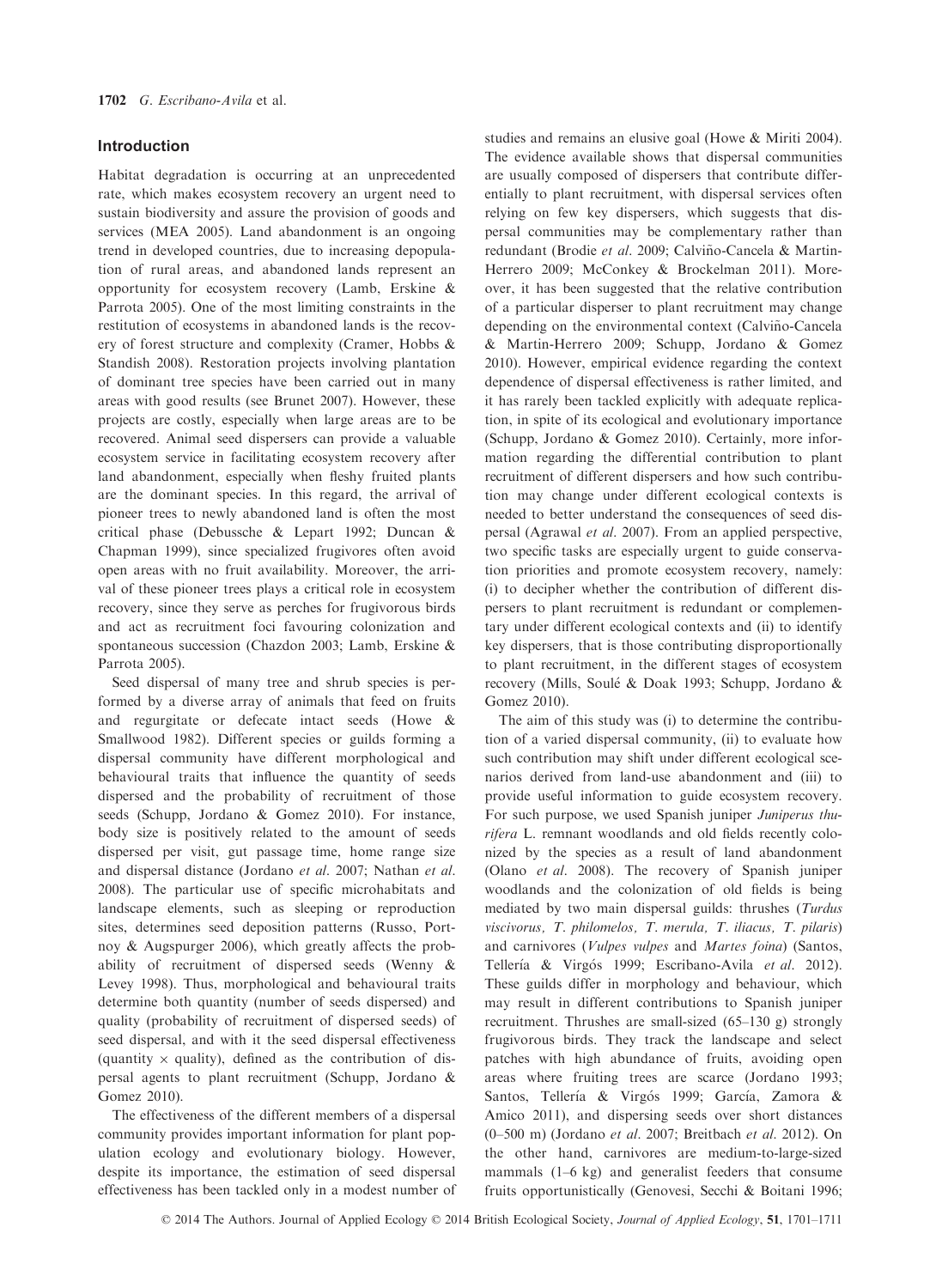## Introduction

Habitat degradation is occurring at an unprecedented rate, which makes ecosystem recovery an urgent need to sustain biodiversity and assure the provision of goods and services (MEA 2005). Land abandonment is an ongoing trend in developed countries, due to increasing depopulation of rural areas, and abandoned lands represent an opportunity for ecosystem recovery (Lamb, Erskine & Parrota 2005). One of the most limiting constraints in the restitution of ecosystems in abandoned lands is the recovery of forest structure and complexity (Cramer, Hobbs & Standish 2008). Restoration projects involving plantation of dominant tree species have been carried out in many areas with good results (see Brunet 2007). However, these projects are costly, especially when large areas are to be recovered. Animal seed dispersers can provide a valuable ecosystem service in facilitating ecosystem recovery after land abandonment, especially when fleshy fruited plants are the dominant species. In this regard, the arrival of pioneer trees to newly abandoned land is often the most critical phase (Debussche & Lepart 1992; Duncan & Chapman 1999), since specialized frugivores often avoid open areas with no fruit availability. Moreover, the arrival of these pioneer trees plays a critical role in ecosystem recovery, since they serve as perches for frugivorous birds and act as recruitment foci favouring colonization and spontaneous succession (Chazdon 2003; Lamb, Erskine & Parrota 2005).

Seed dispersal of many tree and shrub species is performed by a diverse array of animals that feed on fruits and regurgitate or defecate intact seeds (Howe & Smallwood 1982). Different species or guilds forming a dispersal community have different morphological and behavioural traits that influence the quantity of seeds dispersed and the probability of recruitment of those seeds (Schupp, Jordano & Gomez 2010). For instance, body size is positively related to the amount of seeds dispersed per visit, gut passage time, home range size and dispersal distance (Jordano *et al.* 2007; Nathan *et al.* 2008). The particular use of specific microhabitats and landscape elements, such as sleeping or reproduction sites, determines seed deposition patterns (Russo, Portnoy & Augspurger 2006), which greatly affects the probability of recruitment of dispersed seeds (Wenny & Levey 1998). Thus, morphological and behavioural traits determine both quantity (number of seeds dispersed) and quality (probability of recruitment of dispersed seeds) of seed dispersal, and with it the seed dispersal effectiveness (quantity × quality), defined as the contribution of dispersal agents to plant recruitment (Schupp, Jordano & Gomez 2010).

The effectiveness of the different members of a dispersal community provides important information for plant population ecology and evolutionary biology. However, despite its importance, the estimation of seed dispersal effectiveness has been tackled only in a modest number of studies and remains an elusive goal (Howe & Miriti 2004). The evidence available shows that dispersal communities are usually composed of dispersers that contribute differentially to plant recruitment, with dispersal services often relying on few key dispersers, which suggests that dispersal communities may be complementary rather than redundant (Brodie *et al.* 2009; Calviño-Cancela & Martin-Herrero 2009; McConkey & Brockelman 2011). Moreover, it has been suggested that the relative contribution of a particular disperser to plant recruitment may change depending on the environmental context (Calviño-Cancela & Martin-Herrero 2009; Schupp, Jordano & Gomez 2010). However, empirical evidence regarding the context dependence of dispersal effectiveness is rather limited, and it has rarely been tackled explicitly with adequate replication, in spite of its ecological and evolutionary importance (Schupp, Jordano & Gomez 2010). Certainly, more information regarding the differential contribution to plant recruitment of different dispersers and how such contribution may change under different ecological contexts is needed to better understand the consequences of seed dispersal (Agrawal *et al.* 2007). From an applied perspective, two specific tasks are especially urgent to guide conservation priorities and promote ecosystem recovery, namely: (i) to decipher whether the contribution of different dispersers to plant recruitment is redundant or complementary under different ecological contexts and (ii) to identify key dispersers, that is those contributing disproportionally to plant recruitment, in the different stages of ecosystem recovery (Mills, Soulé & Doak 1993; Schupp, Jordano & Gomez 2010).

The aim of this study was (i) to determine the contribution of a varied dispersal community, (ii) to evaluate how such contribution may shift under different ecological scenarios derived from land-use abandonment and (iii) to provide useful information to guide ecosystem recovery. For such purpose, we used Spanish juniper *Juniperus thurifera* L. remnant woodlands and old fields recently colonized by the species as a result of land abandonment (Olano *et al.* 2008). The recovery of Spanish juniper woodlands and the colonization of old fields is being mediated by two main dispersal guilds: thrushes (*Turdus viscivorus*, *T. philomelos*, *T. merula*, *T. iliacus*, *T. pilaris*) and carnivores (*Vulpes vulpes* and *Martes foina*) (Santos, Tellería & Virgós 1999; Escribano-Avila *et al.* 2012). These guilds differ in morphology and behaviour, which may result in different contributions to Spanish juniper recruitment. Thrushes are small-sized (65–130 g) strongly frugivorous birds. They track the landscape and select patches with high abundance of fruits, avoiding open areas where fruiting trees are scarce (Jordano 1993; Santos, Tellería & Virgós 1999; García, Zamora & Amico 2011), and dispersing seeds over short distances (0–500 m) (Jordano *et al.* 2007; Breitbach *et al.* 2012). On the other hand, carnivores are medium-to-large-sized mammals (1–6 kg) and generalist feeders that consume fruits opportunistically (Genovesi, Secchi & Boitani 1996;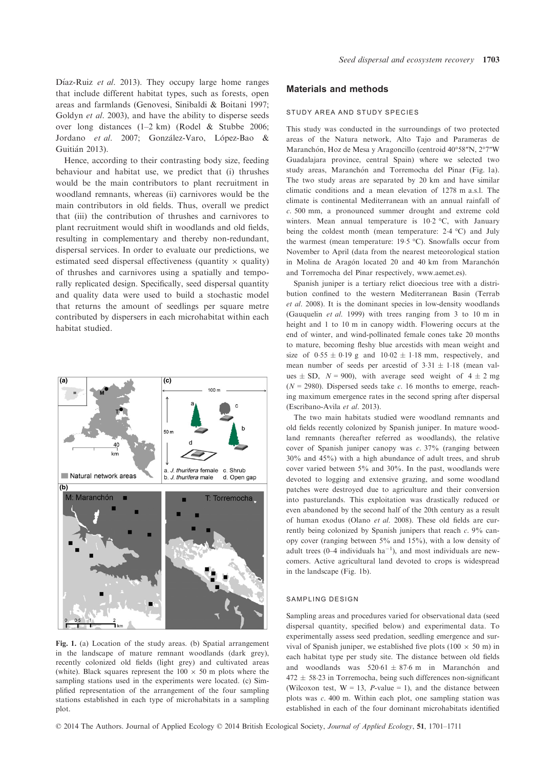Díaz-Ruiz *et al.* 2013). They occupy large home ranges that include different habitat types, such as forests, open areas and farmlands (Genovesi, Sinibaldi & Boitani 1997; Goldyn *et al.* 2003), and have the ability to disperse seeds over long distances (1–2 km) (Rodel & Stubbe 2006; Jordano *et al.* 2007; González-Varo, López-Bao & Guitián 2013).

Hence, according to their contrasting body size, feeding behaviour and habitat use, we predict that (i) thrushes would be the main contributors to plant recruitment in woodland remnants, whereas (ii) carnivores would be the main contributors in old fields. Thus, overall we predict that (iii) the contribution of thrushes and carnivores to plant recruitment would shift in woodlands and old fields, resulting in complementary and thereby non-redundant, dispersal services. In order to evaluate our predictions, we estimated seed dispersal effectiveness (quantity × quality) of thrushes and carnivores using a spatially and temporally replicated design. Specifically, seed dispersal quantity and quality data were used to build a stochastic model that returns the amount of seedlings per square metre contributed by dispersers in each microhabitat within each habitat studied.

**Fig. 1.** (a) Location of the study areas. (b) Spatial arrangement in the landscape of mature remnant woodlands (dark grey), recently colonized old fields (light grey) and cultivated areas (white). Black squares represent the 100 × 50 m plots where the sampling stations used in the experiments were located. (c) Simplified representation of the arrangement of the four sampling stations established in each type of microhabitats in a sampling plot.

## Materials and methods

### STUDY AREA AND STUDY SPECIES

This study was conducted in the surroundings of two protected areas of the Natura network, Alto Tajo and Parameras de Maranchón, Hoz de Mesa y Aragoncillo (centroid 40°58″N, 2°7″W Guadalajara province, central Spain) where we selected two study areas, Maranchón and Torremocha del Pinar (Fig. 1a). The two study areas are separated by 20 km and have similar climatic conditions and a mean elevation of 1278 m a.s.l. The climate is continental Mediterranean with an annual rainfall of *c.* 500 mm, a pronounced summer drought and extreme cold winters. Mean annual temperature is 10·2 °C, with January being the coldest month (mean temperature: 2·4 °C) and July the warmest (mean temperature: 19·5 °C). Snowfalls occur from November to April (data from the nearest meteorological station in Molina de Aragón located 20 and 40 km from Maranchón and Torremocha del Pinar respectively, www.aemet.es).

Spanish juniper is a tertiary relict dioecious tree with a distribution confined to the western Mediterranean Basin (Terrab *et al.* 2008). It is the dominant species in low-density woodlands (Gauquelin *et al.* 1999) with trees ranging from 3 to 10 m in height and 1 to 10 m in canopy width. Flowering occurs at the end of winter, and wind-pollinated female cones take 20 months to mature, becoming fleshy blue arcestids with mean weight and size of 0·55 ± 0·19 g and 10·02 ± 1·18 mm, respectively, and mean number of seeds per arcestid of 3·31 ± 1·18 (mean values ± SD, $N$ = 900), with average seed weight of 4 ± 2 mg ($N$ = 2980). Dispersed seeds take *c.* 16 months to emerge, reaching maximum emergence rates in the second spring after dispersal (Escribano-Avila *et al.* 2013).

The two main habitats studied were woodland remnants and old fields recently colonized by Spanish juniper. In mature woodland remnants (hereafter referred as woodlands), the relative cover of Spanish juniper canopy was *c.* 37% (ranging between 30% and 45%) with a high abundance of adult trees, and shrub cover varied between 5% and 30%. In the past, woodlands were devoted to logging and extensive grazing, and some woodland patches were destroyed due to agriculture and their conversion into pasturelands. This exploitation was drastically reduced or even abandoned by the second half of the 20th century as a result of human exodus (Olano *et al.* 2008). These old fields are currently being colonized by Spanish junipers that reach *c.* 9% canopy cover (ranging between 5% and 15%), with a low density of adult trees (0–4 individuals ha$^{-1}$), and most individuals are newcomers. Active agricultural land devoted to crops is widespread in the landscape (Fig. 1b).

### SAMPLING DESIGN

Sampling areas and procedures varied for observational data (seed dispersal quantity, specified below) and experimental data. To experimentally assess seed predation, seedling emergence and survival of Spanish juniper, we established five plots (100 × 50 m) in each habitat type per study site. The distance between old fields and woodlands was 520·61 ± 87·6 m in Maranchón and 472 ± 58·23 in Torremocha, being such differences non-significant (Wilcoxon test, W = 13, $P$-value = 1), and the distance between plots was *c.* 400 m. Within each plot, one sampling station was established in each of the four dominant microhabitats identified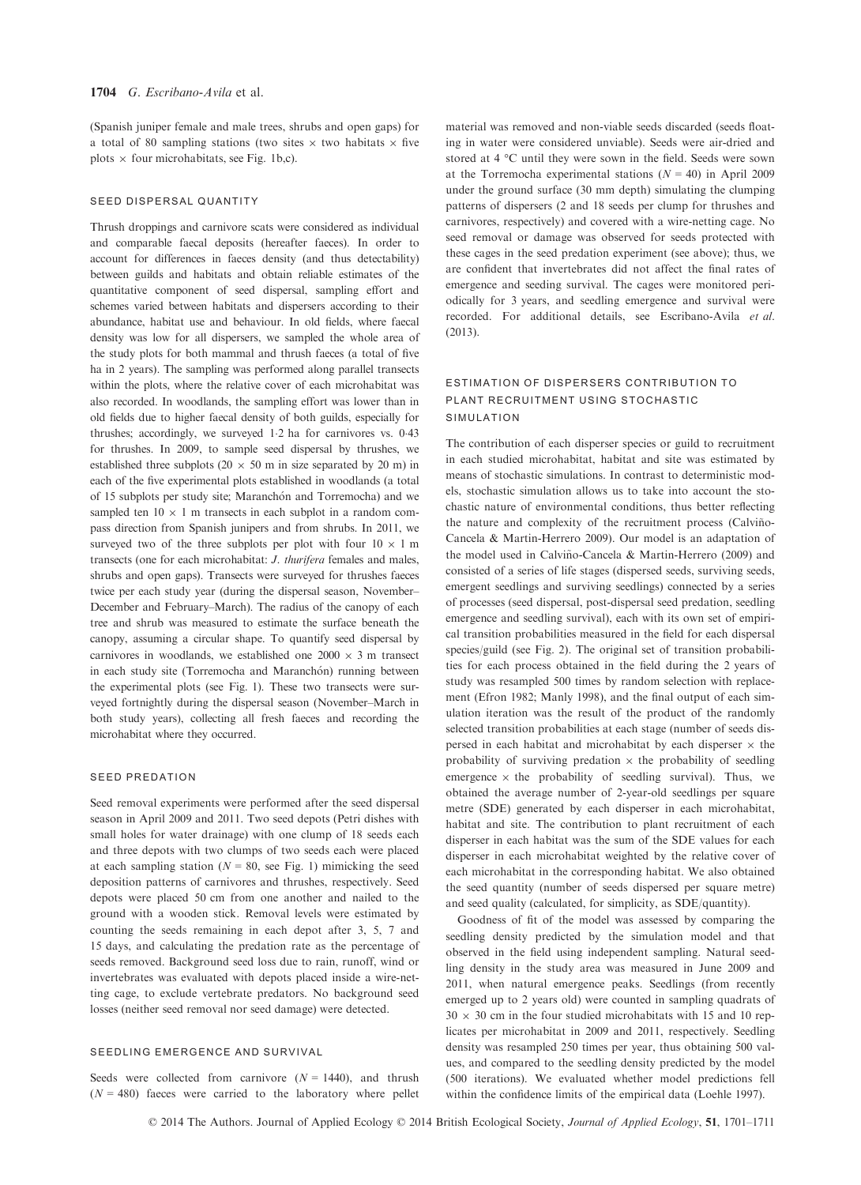(Spanish juniper female and male trees, shrubs and open gaps) for a total of 80 sampling stations (two sites × two habitats × five plots × four microhabitats, see Fig. 1b,c).

### SEED DISPERSAL QUANTITY

Thrush droppings and carnivore scats were considered as individual and comparable faecal deposits (hereafter faeces). In order to account for differences in faeces density (and thus detectability) between guilds and habitats and obtain reliable estimates of the quantitative component of seed dispersal, sampling effort and schemes varied between habitats and dispersers according to their abundance, habitat use and behaviour. In old fields, where faecal density was low for all dispersers, we sampled the whole area of the study plots for both mammal and thrush faeces (a total of five ha in 2 years). The sampling was performed along parallel transects within the plots, where the relative cover of each microhabitat was also recorded. In woodlands, the sampling effort was lower than in old fields due to higher faecal density of both guilds, especially for thrushes; accordingly, we surveyed 1·2 ha for carnivores vs. 0·43 for thrushes. In 2009, to sample seed dispersal by thrushes, we established three subplots (20 × 50 m in size separated by 20 m) in each of the five experimental plots established in woodlands (a total of 15 subplots per study site; Maranchón and Torremocha) and we sampled ten 10 × 1 m transects in each subplot in a random compass direction from Spanish junipers and from shrubs. In 2011, we surveyed two of the three subplots per plot with four 10 × 1 m transects (one for each microhabitat: *J. thurifera* females and males, shrubs and open gaps). Transects were surveyed for thrushes faeces twice per each study year (during the dispersal season, November–December and February–March). The radius of the canopy of each tree and shrub was measured to estimate the surface beneath the canopy, assuming a circular shape. To quantify seed dispersal by carnivores in woodlands, we established one 2000 × 3 m transect in each study site (Torremocha and Maranchón) running between the experimental plots (see Fig. 1). These two transects were surveyed fortnightly during the dispersal season (November–March in both study years), collecting all fresh faeces and recording the microhabitat where they occurred.

### SEED PREDATION

Seed removal experiments were performed after the seed dispersal season in April 2009 and 2011. Two seed depots (Petri dishes with small holes for water drainage) with one clump of 18 seeds each and three depots with two clumps of two seeds each were placed at each sampling station ($N = 80$, see Fig. 1) mimicking the seed deposition patterns of carnivores and thrushes, respectively. Seed depots were placed 50 cm from one another and nailed to the ground with a wooden stick. Removal levels were estimated by counting the seeds remaining in each depot after 3, 5, 7 and 15 days, and calculating the predation rate as the percentage of seeds removed. Background seed loss due to rain, runoff, wind or invertebrates was evaluated with depots placed inside a wire-netting cage, to exclude vertebrate predators. No background seed losses (neither seed removal nor seed damage) were detected.

### SEEDLING EMERGENCE AND SURVIVAL

Seeds were collected from carnivore ($N = 1440$), and thrush ($N = 480$) faeces were carried to the laboratory where pellet material was removed and non-viable seeds discarded (seeds floating in water were considered unviable). Seeds were air-dried and stored at 4 °C until they were sown in the field. Seeds were sown at the Torremocha experimental stations ($N = 40$) in April 2009 under the ground surface (30 mm depth) simulating the clumping patterns of dispersers (2 and 18 seeds per clump for thrushes and carnivores, respectively) and covered with a wire-netting cage. No seed removal or damage was observed for seeds protected with these cages in the seed predation experiment (see above); thus, we are confident that invertebrates did not affect the final rates of emergence and seeding survival. The cages were monitored periodically for 3 years, and seedling emergence and survival were recorded. For additional details, see Escribano-Avila *et al.* (2013).

### ESTIMATION OF DISPERSERS CONTRIBUTION TO PLANT RECRUITMENT USING STOCHASTIC SIMULATION

The contribution of each disperser species or guild to recruitment in each studied microhabitat, habitat and site was estimated by means of stochastic simulations. In contrast to deterministic models, stochastic simulation allows us to take into account the stochastic nature of environmental conditions, thus better reflecting the nature and complexity of the recruitment process (Calviño-Cancela & Martín-Herrero 2009). Our model is an adaptation of the model used in Calviño-Cancela & Martín-Herrero (2009) and consisted of a series of life stages (dispersed seeds, surviving seeds, emergent seedlings and surviving seedlings) connected by a series of processes (seed dispersal, post-dispersal seed predation, seedling emergence and seedling survival), each with its own set of empirical transition probabilities measured in the field for each dispersal species/guild (see Fig. 2). The original set of transition probabilities for each process obtained in the field during the 2 years of study was resampled 500 times by random selection with replacement (Efron 1982; Manly 1998), and the final output of each simulation iteration was the result of the product of the randomly selected transition probabilities at each stage (number of seeds dispersed in each habitat and microhabitat by each disperser × the probability of surviving predation × the probability of seedling emergence × the probability of seedling survival). Thus, we obtained the average number of 2-year-old seedlings per square metre (SDE) generated by each disperser in each microhabitat, habitat and site. The contribution to plant recruitment of each disperser in each habitat was the sum of the SDE values for each disperser in each microhabitat weighted by the relative cover of each microhabitat in the corresponding habitat. We also obtained the seed quantity (number of seeds dispersed per square metre) and seed quality (calculated, for simplicity, as SDE/quantity).

Goodness of fit of the model was assessed by comparing the seedling density predicted by the simulation model and that observed in the field using independent sampling. Natural seedling density in the study area was measured in June 2009 and 2011, when natural emergence peaks. Seedlings (from recently emerged up to 2 years old) were counted in sampling quadrats of 30 × 30 cm in the four studied microhabitats with 15 and 10 replicates per microhabitat in 2009 and 2011, respectively. Seedling density was resampled 250 times per year, thus obtaining 500 values, and compared to the seedling density predicted by the model (500 iterations). We evaluated whether model predictions fell within the confidence limits of the empirical data (Loehle 1997).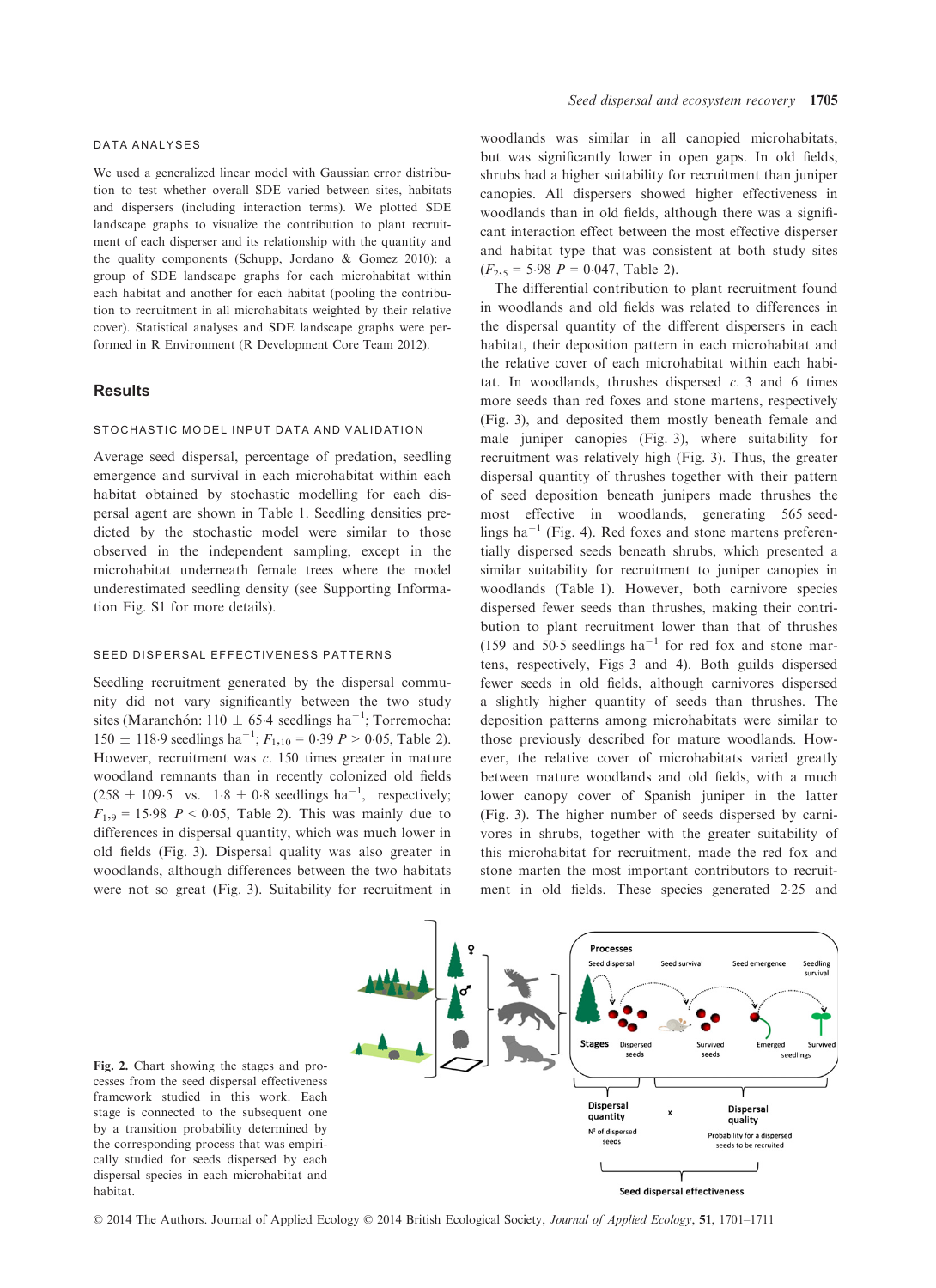### DATA ANALYSES

We used a generalized linear model with Gaussian error distribution to test whether overall SDE varied between sites, habitats and dispersers (including interaction terms). We plotted SDE landscape graphs to visualize the contribution to plant recruitment of each disperser and its relationship with the quantity and the quality components (Schupp, Jordano & Gomez 2010): a group of SDE landscape graphs for each microhabitat within each habitat and another for each habitat (pooling the contribution to recruitment in all microhabitats weighted by their relative cover). Statistical analyses and SDE landscape graphs were performed in R Environment (R Development Core Team 2012).

## Results

### STOCHASTIC MODEL INPUT DATA AND VALIDATION

Average seed dispersal, percentage of predation, seedling emergence and survival in each microhabitat within each habitat obtained by stochastic modelling for each dispersal agent are shown in Table 1. Seedling densities predicted by the stochastic model were similar to those observed in the independent sampling, except in the microhabitat underneath female trees where the model underestimated seedling density (see Supporting Information Fig. S1 for more details).

### SEED DISPERSAL EFFECTIVENESS PATTERNS

Seedling recruitment generated by the dispersal community did not vary significantly between the two study sites (Maranchón: 110 ± 65·4 seedlings ha$^{-1}$; Torremocha: 150 ± 118·9 seedlings ha$^{-1}$; $F_{1,10}$ = 0·39 $P$ > 0·05, Table 2). However, recruitment was *c*. 150 times greater in mature woodland remnants than in recently colonized old fields (258 ± 109·5 vs. 1·8 ± 0·8 seedlings ha$^{-1}$, respectively; $F_{1,9}$ = 15·98 $P$ < 0·05, Table 2). This was mainly due to differences in dispersal quantity, which was much lower in old fields (Fig. 3). Dispersal quality was also greater in woodlands, although differences between the two habitats were not so great (Fig. 3). Suitability for recruitment in woodlands was similar in all canopied microhabitats, but was significantly lower in open gaps. In old fields, shrubs had a higher suitability for recruitment than juniper canopies. All dispersers showed higher effectiveness in woodlands than in old fields, although there was a significant interaction effect between the most effective disperser and habitat type that was consistent at both study sites ($F_{2,5}$ = 5·98 $P$ = 0·047, Table 2).

The differential contribution to plant recruitment found in woodlands and old fields was related to differences in the dispersal quantity of the different dispersers in each habitat, their deposition pattern in each microhabitat and the relative cover of each microhabitat within each habitat. In woodlands, thrushes dispersed *c*. 3 and 6 times more seeds than red foxes and stone martens, respectively (Fig. 3), and deposited them mostly beneath female and male juniper canopies (Fig. 3), where suitability for recruitment was relatively high (Fig. 3). Thus, the greater dispersal quantity of thrushes together with their pattern of seed deposition beneath junipers made thrushes the most effective in woodlands, generating 565 seedlings ha$^{-1}$ (Fig. 4). Red foxes and stone martens preferentially dispersed seeds beneath shrubs, which presented a similar suitability for recruitment to juniper canopies in woodlands (Table 1). However, both carnivore species dispersed fewer seeds than thrushes, making their contribution to plant recruitment lower than that of thrushes (159 and 50·5 seedlings ha$^{-1}$ for red fox and stone martens, respectively, Figs 3 and 4). Both guilds dispersed fewer seeds in old fields, although carnivores dispersed a slightly higher quantity of seeds than thrushes. The deposition patterns among microhabitats were similar to those previously described for mature woodlands. However, the relative cover of microhabitats varied greatly between mature woodlands and old fields, with a much lower canopy cover of Spanish juniper in the latter (Fig. 3). The higher number of seeds dispersed by carnivores in shrubs, together with the greater suitability of this microhabitat for recruitment, made the red fox and stone marten the most important contributors to recruitment in old fields. These species generated 2·25 and

**Fig. 2.** Chart showing the stages and processes from the seed dispersal effectiveness framework studied in this work. Each stage is connected to the subsequent one by a transition probability determined by the corresponding process that was empirically studied for seeds dispersed by each dispersal species in each microhabitat and habitat.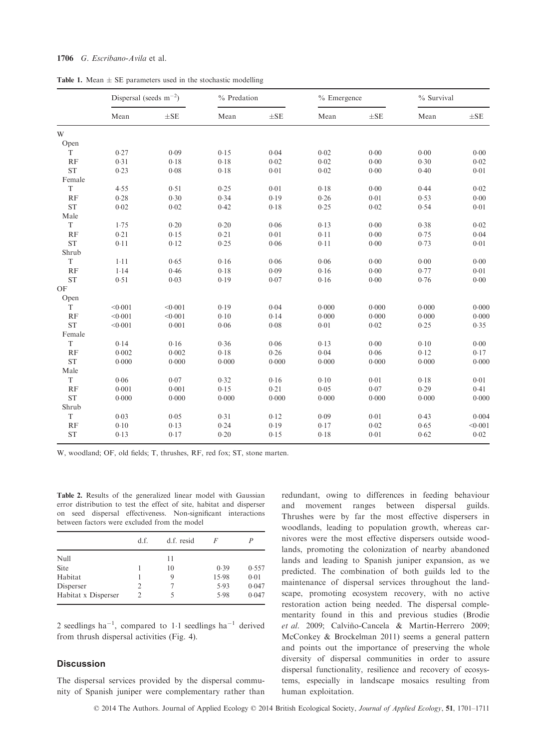**Table 1.** Mean ± SE parameters used in the stochastic modelling

| | Dispersal (seeds m$^{-2}$) | | % Predation | | % Emergence | | % Survival | |
|---|---|---|---|---|---|---|---|---|
| | Mean | ±SE | Mean | ±SE | Mean | ±SE | Mean | ±SE |
| W | | | | | | | | |
| Open | | | | | | | | |
| T | 0·27 | 0·09 | 0·15 | 0·04 | 0·02 | 0·00 | 0·00 | 0·00 |
| RF | 0·31 | 0·18 | 0·18 | 0·02 | 0·02 | 0·00 | 0·30 | 0·02 |
| ST | 0·23 | 0·08 | 0·18 | 0·01 | 0·02 | 0·00 | 0·40 | 0·01 |
| Female | | | | | | | | |
| T | 4·55 | 0·51 | 0·25 | 0·01 | 0·18 | 0·00 | 0·44 | 0·02 |
| RF | 0·28 | 0·30 | 0·34 | 0·19 | 0·26 | 0·01 | 0·53 | 0·00 |
| ST | 0·02 | 0·02 | 0·42 | 0·18 | 0·25 | 0·02 | 0·54 | 0·01 |
| Male | | | | | | | | |
| T | 1·75 | 0·20 | 0·20 | 0·06 | 0·13 | 0·00 | 0·38 | 0·02 |
| RF | 0·21 | 0·15 | 0·21 | 0·01 | 0·11 | 0·00 | 0·75 | 0·04 |
| ST | 0·11 | 0·12 | 0·25 | 0·06 | 0·11 | 0·00 | 0·73 | 0·01 |
| Shrub | | | | | | | | |
| T | 1·11 | 0·65 | 0·16 | 0·06 | 0·06 | 0·00 | 0·00 | 0·00 |
| RF | 1·14 | 0·46 | 0·18 | 0·09 | 0·16 | 0·00 | 0·77 | 0·01 |
| ST | 0·51 | 0·03 | 0·19 | 0·07 | 0·16 | 0·00 | 0·76 | 0·00 |
| OF | | | | | | | | |
| Open | | | | | | | | |
| T | <0·001 | <0·001 | 0·19 | 0·04 | 0·000 | 0·000 | 0·000 | 0·000 |
| RF | <0·001 | <0·001 | 0·10 | 0·14 | 0·000 | 0·000 | 0·000 | 0·000 |
| ST | <0·001 | 0·001 | 0·06 | 0·08 | 0·01 | 0·02 | 0·25 | 0·35 |
| Female | | | | | | | | |
| T | 0·14 | 0·16 | 0·36 | 0·06 | 0·13 | 0·00 | 0·10 | 0·00 |
| RF | 0·002 | 0·002 | 0·18 | 0·26 | 0·04 | 0·06 | 0·12 | 0·17 |
| ST | 0·000 | 0·000 | 0·000 | 0·000 | 0·000 | 0·000 | 0·000 | 0·000 |
| Male | | | | | | | | |
| T | 0·06 | 0·07 | 0·32 | 0·16 | 0·10 | 0·01 | 0·18 | 0·01 |
| RF | 0·001 | 0·001 | 0·15 | 0·21 | 0·05 | 0·07 | 0·29 | 0·41 |
| ST | 0·000 | 0·000 | 0·000 | 0·000 | 0·000 | 0·000 | 0·000 | 0·000 |
| Shrub | | | | | | | | |
| T | 0·03 | 0·05 | 0·31 | 0·12 | 0·09 | 0·01 | 0·43 | 0·004 |
| RF | 0·10 | 0·13 | 0·24 | 0·19 | 0·17 | 0·02 | 0·65 | <0·001 |
| ST | 0·13 | 0·17 | 0·20 | 0·15 | 0·18 | 0·01 | 0·62 | 0·02 |

W, woodland; OF, old fields; T, thrushes, RF, red fox; ST, stone marten.

**Table 2.** Results of the generalized linear model with Gaussian error distribution to test the effect of site, habitat and disperser on seed dispersal effectiveness. Non-significant interactions between factors were excluded from the model

| | d.f. | d.f. resid | $F$ | $P$ |
|---|---|---|---|---|
| Null | | 11 | | |
| Site | 1 | 10 | 0·39 | 0·557 |
| Habitat | 1 | 9 | 15·98 | 0·01 |
| Disperser | 2 | 7 | 5·93 | 0·047 |
| Habitat x Disperser | 2 | 5 | 5·98 | 0·047 |

2 seedlings ha$^{-1}$, compared to 1·1 seedlings ha$^{-1}$ derived from thrush dispersal activities (Fig. 4).

## Discussion

The dispersal services provided by the dispersal community of Spanish juniper were complementary rather than redundant, owing to differences in feeding behaviour and movement ranges between dispersal guilds. Thrushes were by far the most effective dispersers in woodlands, leading to population growth, whereas carnivores were the most effective dispersers outside woodlands, promoting the colonization of nearby abandoned lands and leading to Spanish juniper expansion, as we predicted. The combination of both guilds led to the maintenance of dispersal services throughout the landscape, promoting ecosystem recovery, with no active restoration action being needed. The dispersal complementarity found in this and previous studies (Brodie *et al.* 2009; Calviño-Cancela & Martin-Herrero 2009; McConkey & Brockelman 2011) seems a general pattern and points out the importance of preserving the whole diversity of dispersal communities in order to assure dispersal functionality, resilience and recovery of ecosystems, especially in landscape mosaics resulting from human exploitation.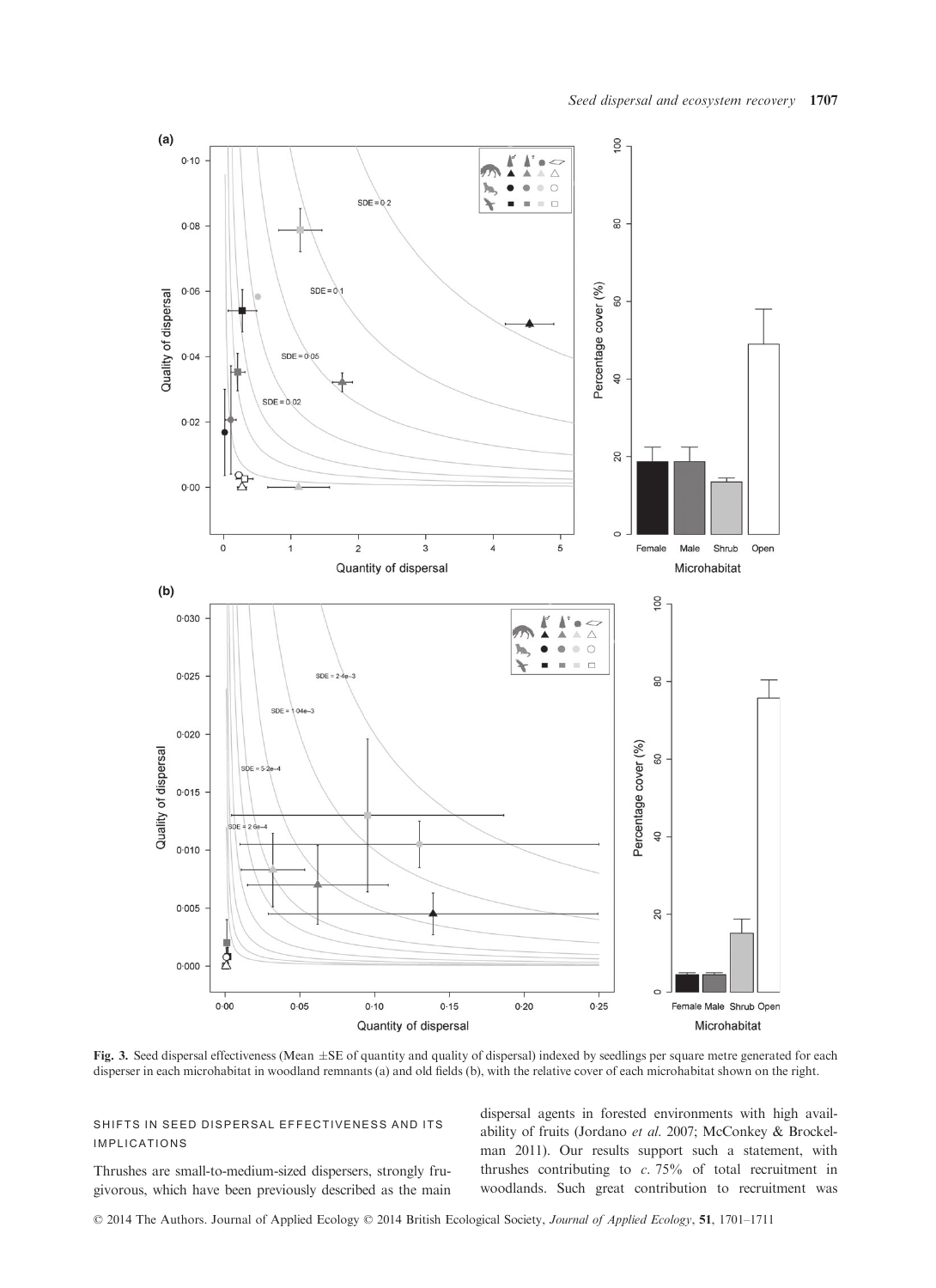**Fig. 3.** Seed dispersal effectiveness (Mean ±SE of quantity and quality of dispersal) indexed by seedlings per square metre generated for each disperser in each microhabitat in woodland remnants (a) and old fields (b), with the relative cover of each microhabitat shown on the right.

## SHIFTS IN SEED DISPERSAL EFFECTIVENESS AND ITS IMPLICATIONS

Thrushes are small-to-medium-sized dispersers, strongly frugivorous, which have been previously described as the main dispersal agents in forested environments with high availability of fruits (Jordano *et al.* 2007; McConkey & Brockelman 2011). Our results support such a statement, with thrushes contributing to *c.* 75% of total recruitment in woodlands. Such great contribution to recruitment was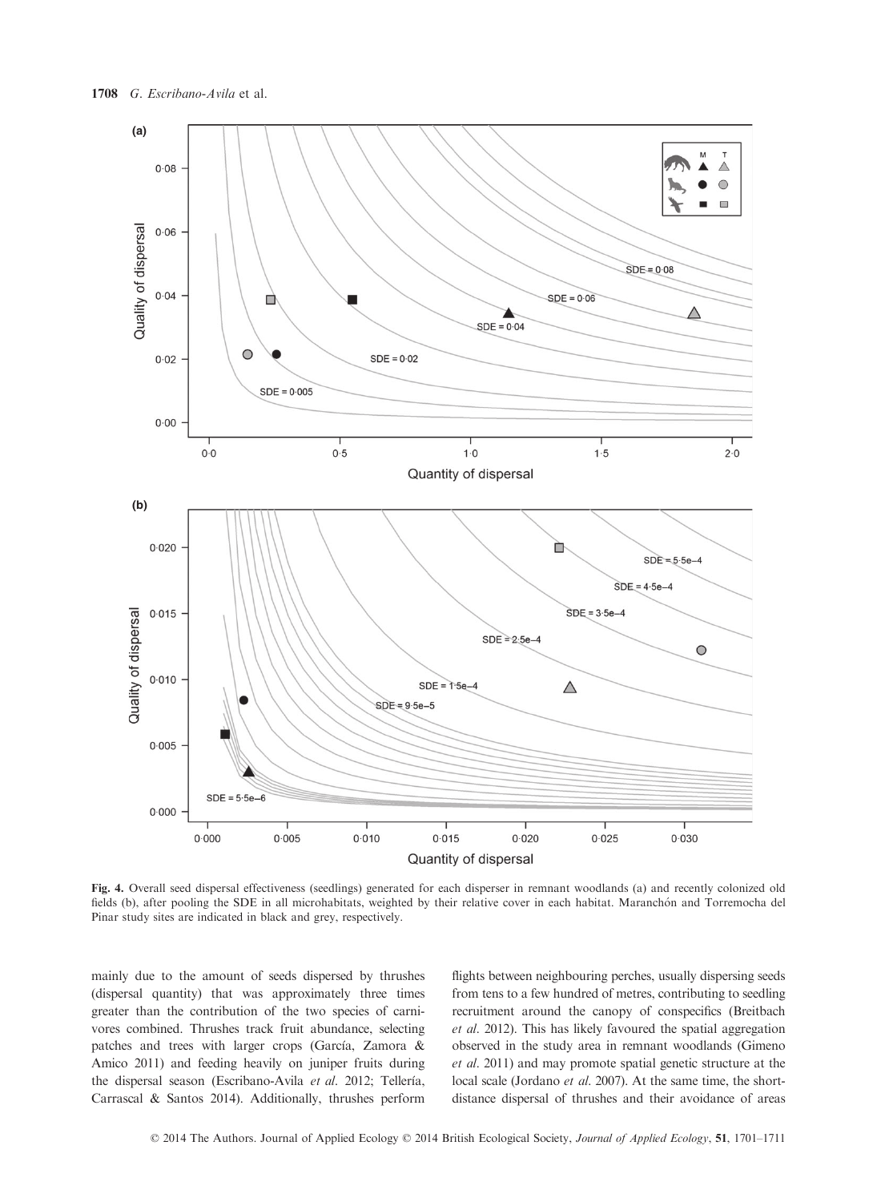Fig. 4. Overall seed dispersal effectiveness (seedlings) generated for each disperser in remnant woodlands (a) and recently colonized old fields (b), after pooling the SDE in all microhabitats, weighted by their relative cover in each habitat. Maranchón and Torremocha del Pinar study sites are indicated in black and grey, respectively.

mainly due to the amount of seeds dispersed by thrushes (dispersal quantity) that was approximately three times greater than the contribution of the two species of carnivores combined. Thrushes track fruit abundance, selecting patches and trees with larger crops (García, Zamora & Amico 2011) and feeding heavily on juniper fruits during the dispersal season (Escribano-Avila *et al.* 2012; Tellería, Carrascal & Santos 2014). Additionally, thrushes perform flights between neighbouring perches, usually dispersing seeds from tens to a few hundred of metres, contributing to seedling recruitment around the canopy of conspecifics (Breitbach *et al.* 2012). This has likely favoured the spatial aggregation observed in the study area in remnant woodlands (Gimeno *et al.* 2011) and may promote spatial genetic structure at the local scale (Jordano *et al.* 2007). At the same time, the short-distance dispersal of thrushes and their avoidance of areas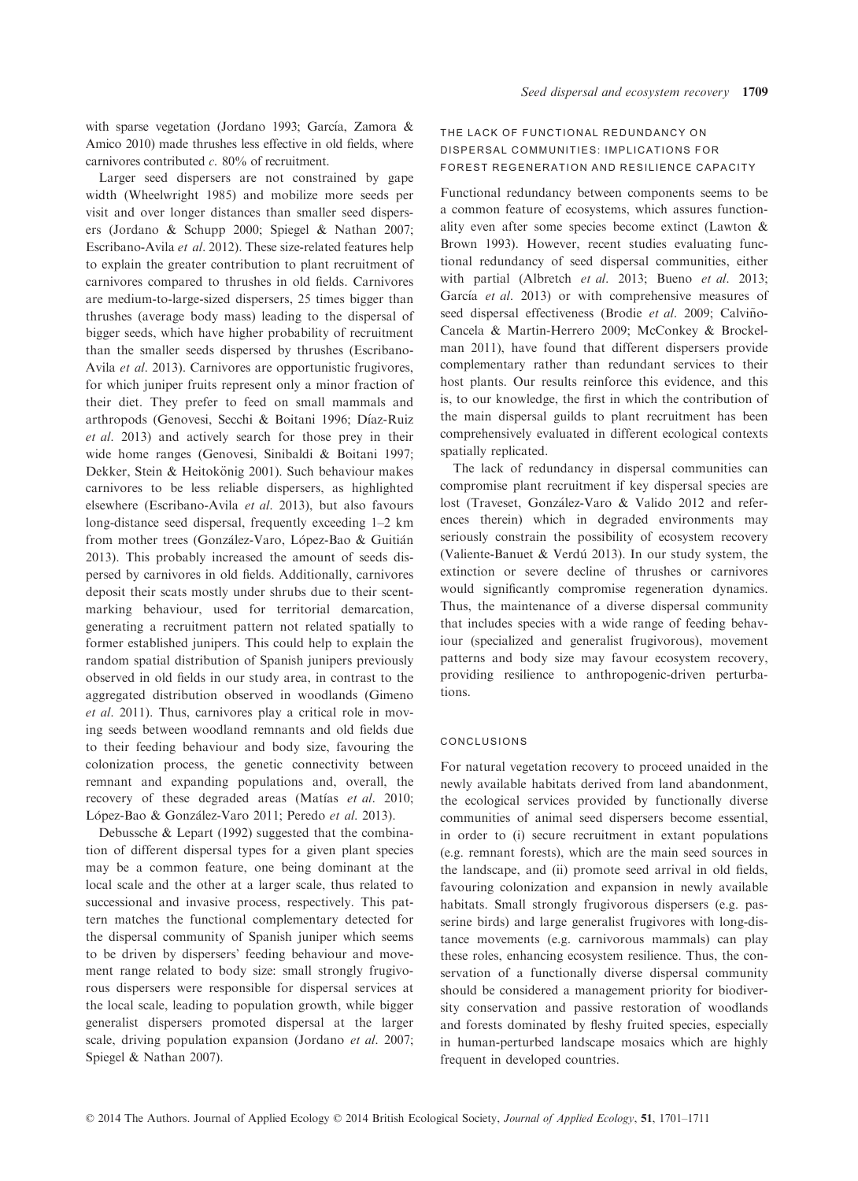with sparse vegetation (Jordano 1993; García, Zamora & Amico 2010) made thrushes less effective in old fields, where carnivores contributed *c.* 80% of recruitment.

Larger seed dispersers are not constrained by gape width (Wheelwright 1985) and mobilize more seeds per visit and over longer distances than smaller seed dispersers (Jordano & Schupp 2000; Spiegel & Nathan 2007; Escribano-Avila *et al.* 2012). These size-related features help to explain the greater contribution to plant recruitment of carnivores compared to thrushes in old fields. Carnivores are medium-to-large-sized dispersers, 25 times bigger than thrushes (average body mass) leading to the dispersal of bigger seeds, which have higher probability of recruitment than the smaller seeds dispersed by thrushes (Escribano-Avila *et al.* 2013). Carnivores are opportunistic frugivores, for which juniper fruits represent only a minor fraction of their diet. They prefer to feed on small mammals and arthropods (Genovesi, Secchi & Boitani 1996; Díaz-Ruiz *et al.* 2013) and actively search for those prey in their wide home ranges (Genovesi, Sinibaldi & Boitani 1997; Dekker, Stein & Heitokönig 2001). Such behaviour makes carnivores to be less reliable dispersers, as highlighted elsewhere (Escribano-Avila *et al.* 2013), but also favours long-distance seed dispersal, frequently exceeding 1–2 km from mother trees (González-Varo, López-Bao & Guitián 2013). This probably increased the amount of seeds dispersed by carnivores in old fields. Additionally, carnivores deposit their scats mostly under shrubs due to their scent-marking behaviour, used for territorial demarcation, generating a recruitment pattern not related spatially to former established junipers. This could help to explain the random spatial distribution of Spanish junipers previously observed in old fields in our study area, in contrast to the aggregated distribution observed in woodlands (Gimeno *et al.* 2011). Thus, carnivores play a critical role in moving seeds between woodland remnants and old fields due to their feeding behaviour and body size, favouring the colonization process, the genetic connectivity between remnant and expanding populations and, overall, the recovery of these degraded areas (Matías *et al.* 2010; López-Bao & González-Varo 2011; Peredo *et al.* 2013).

Debussche & Lepart (1992) suggested that the combination of different dispersal types for a given plant species may be a common feature, one being dominant at the local scale and the other at a larger scale, thus related to successional and invasive process, respectively. This pattern matches the functional complementary detected for the dispersal community of Spanish juniper which seems to be driven by dispersers' feeding behaviour and movement range related to body size: small strongly frugivorous dispersers were responsible for dispersal services at the local scale, leading to population growth, while bigger generalist dispersers promoted dispersal at the larger scale, driving population expansion (Jordano *et al.* 2007; Spiegel & Nathan 2007).

### THE LACK OF FUNCTIONAL REDUNDANCY ON DISPERSAL COMMUNITIES: IMPLICATIONS FOR FOREST REGENERATION AND RESILIENCE CAPACITY

Functional redundancy between components seems to be a common feature of ecosystems, which assures functionality even after some species become extinct (Lawton & Brown 1993). However, recent studies evaluating functional redundancy of seed dispersal communities, either with partial (Albretch *et al.* 2013; Bueno *et al.* 2013; García *et al.* 2013) or with comprehensive measures of seed dispersal effectiveness (Brodie *et al.* 2009; Calviño-Cancela & Martin-Herrero 2009; McConkey & Brockelman 2011), have found that different dispersers provide complementary rather than redundant services to their host plants. Our results reinforce this evidence, and this is, to our knowledge, the first in which the contribution of the main dispersal guilds to plant recruitment has been comprehensively evaluated in different ecological contexts spatially replicated.

The lack of redundancy in dispersal communities can compromise plant recruitment if key dispersal species are lost (Traveset, González-Varo & Valido 2012 and references therein) which in degraded environments may seriously constrain the possibility of ecosystem recovery (Valiente-Banuet & Verdú 2013). In our study system, the extinction or severe decline of thrushes or carnivores would significantly compromise regeneration dynamics. Thus, the maintenance of a diverse dispersal community that includes species with a wide range of feeding behaviour (specialized and generalist frugivorous), movement patterns and body size may favour ecosystem recovery, providing resilience to anthropogenic-driven perturbations.

## CONCLUSIONS

For natural vegetation recovery to proceed unaided in the newly available habitats derived from land abandonment, the ecological services provided by functionally diverse communities of animal seed dispersers become essential, in order to (i) secure recruitment in extant populations (e.g. remnant forests), which are the main seed sources in the landscape, and (ii) promote seed arrival in old fields, favouring colonization and expansion in newly available habitats. Small strongly frugivorous dispersers (e.g. passerine birds) and large generalist frugivores with long-distance movements (e.g. carnivorous mammals) can play these roles, enhancing ecosystem resilience. Thus, the conservation of a functionally diverse dispersal community should be considered a management priority for biodiversity conservation and passive restoration of woodlands and forests dominated by fleshy fruited species, especially in human-perturbed landscape mosaics which are highly frequent in developed countries.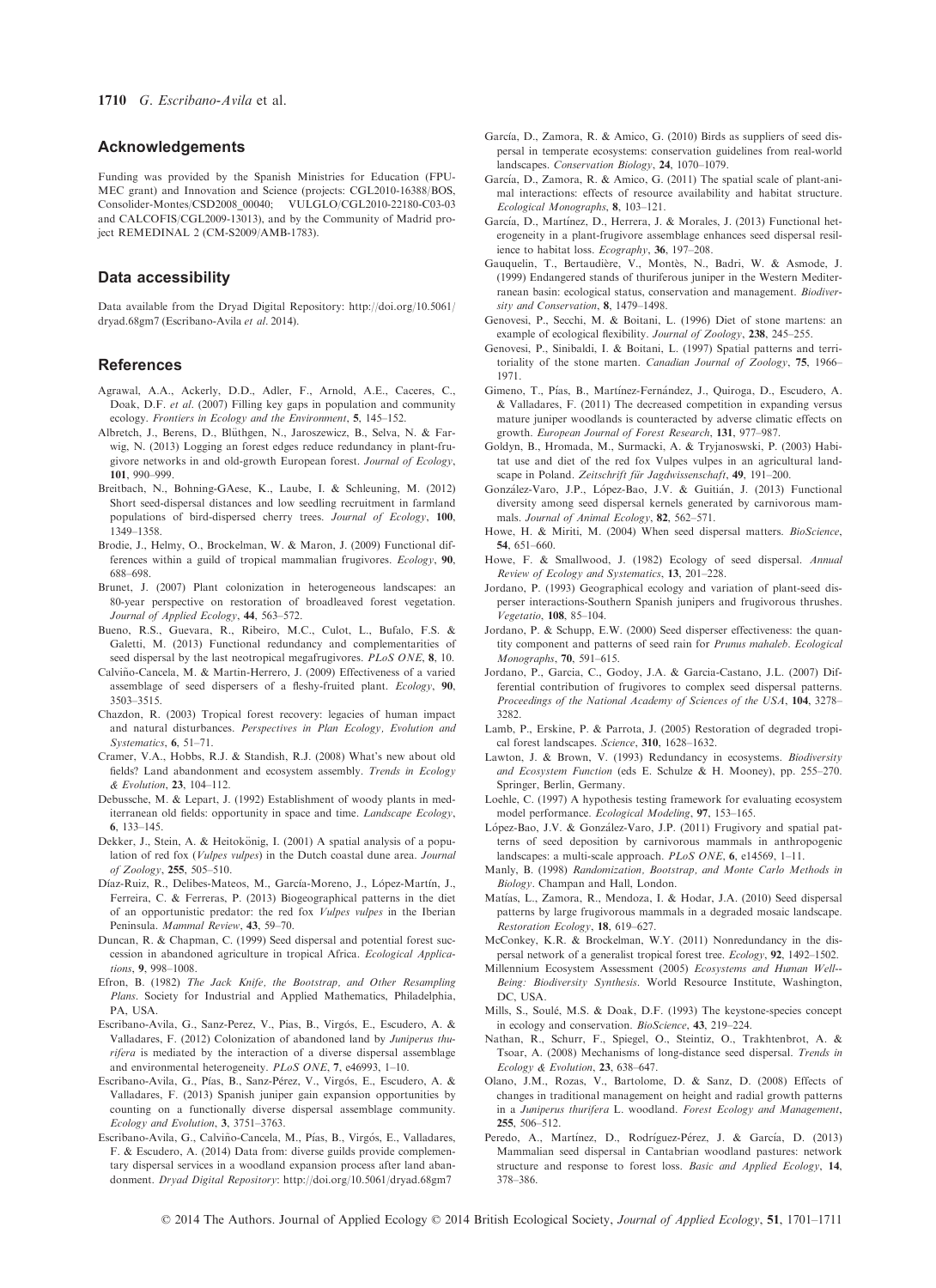## Acknowledgements

Funding was provided by the Spanish Ministries for Education (FPU-MEC grant) and Innovation and Science (projects: CGL2010-16388/BOS, Consolider-Montes/CSD2008_00040; VULGLO/CGL2010-22180-C03-03 and CALCOFIS/CGL2009-13013), and by the Community of Madrid project REMEDINAL 2 (CM-S2009/AMB-1783).

## Data accessibility

Data available from the Dryad Digital Repository: http://doi.org/10.5061/dryad.68gm7 (Escribano-Avila *et al*. 2014).

## References

Agrawal, A.A., Ackerly, D.D., Adler, F., Arnold, A.E., Caceres, C., Doak, D.F. *et al*. (2007) Filling key gaps in population and community ecology. *Frontiers in Ecology and the Environment*, **5**, 145–152.

Albretch, J., Berens, D., Blüthgen, N., Jaroszewicz, B., Selva, N. & Farwig, N. (2013) Logging an forest edges reduce redundancy in plant-frugivore networks in and old-growth European forest. *Journal of Ecology*, **101**, 990–999.

Breitbach, N., Bohning-GAese, K., Laube, I. & Schleuning, M. (2012) Short seed-dispersal distances and low seedling recruitment in farmland populations of bird-dispersed cherry trees. *Journal of Ecology*, **100**, 1349–1358.

Brodie, J., Helmy, O., Brockelman, W. & Maron, J. (2009) Functional differences within a guild of tropical mammalian frugivores. *Ecology*, **90**, 688–698.

Brunet, J. (2007) Plant colonization in heterogeneous landscapes: an 80-year perspective on restoration of broadleaved forest vegetation. *Journal of Applied Ecology*, **44**, 563–572.

Bueno, R.S., Guevara, R., Ribeiro, M.C., Culot, L., Bufalo, F.S. & Galetti, M. (2013) Functional redundancy and complementarities of seed dispersal by the last neotropical megafrugivores. *PLoS ONE*, **8**, 10.

Calviño-Cancela, M. & Martin-Herrero, J. (2009) Effectiveness of a varied assemblage of seed dispersers of a fleshy-fruited plant. *Ecology*, **90**, 3503–3515.

Chazdon, R. (2003) Tropical forest recovery: legacies of human impact and natural disturbances. *Perspectives in Plan Ecology, Evolution and Systematics*, **6**, 51–71.

Cramer, V.A., Hobbs, R.J. & Standish, R.J. (2008) What's new about old fields? Land abandonment and ecosystem assembly. *Trends in Ecology & Evolution*, **23**, 104–112.

Debussche, M. & Lepart, J. (1992) Establishment of woody plants in mediterranean old fields: opportunity in space and time. *Landscape Ecology*, **6**, 133–145.

Dekker, J., Stein, A. & Heitokönig, I. (2001) A spatial analysis of a population of red fox (*Vulpes vulpes*) in the Dutch coastal dune area. *Journal of Zoology*, **255**, 505–510.

Díaz-Ruiz, R., Delibes-Mateos, M., García-Moreno, J., López-Martín, J., Ferreira, C. & Ferreras, P. (2013) Biogeographical patterns in the diet of an opportunistic predator: the red fox *Vulpes vulpes* in the Iberian Peninsula. *Mammal Review*, **43**, 59–70.

Duncan, R. & Chapman, C. (1999) Seed dispersal and potential forest succession in abandoned agriculture in tropical Africa. *Ecological Applications*, **9**, 998–1008.

Efron, B. (1982) *The Jack Knife, the Bootstrap, and Other Resampling Plans*. Society for Industrial and Applied Mathematics, Philadelphia, PA, USA.

Escribano-Avila, G., Sanz-Perez, V., Pias, B., Virgós, E., Escudero, A. & Valladares, F. (2012) Colonization of abandoned land by *Juniperus thurifera* is mediated by the interaction of a diverse dispersal assemblage and environmental heterogeneity. *PLoS ONE*, **7**, e46993, 1–10.

Escribano-Avila, G., Pías, B., Sanz-Pérez, V., Virgós, E., Escudero, A. & Valladares, F. (2013) Spanish juniper gain expansion opportunities by counting on a functionally diverse dispersal assemblage community. *Ecology and Evolution*, **3**, 3751–3763.

Escribano-Avila, G., Calviño-Cancela, M., Pías, B., Virgós, E., Valladares, F. & Escudero, A. (2014) Data from: diverse guilds provide complementary dispersal services in a woodland expansion process after land abandonment. *Dryad Digital Repository*: http://doi.org/10.5061/dryad.68gm7

García, D., Zamora, R. & Amico, G. (2010) Birds as suppliers of seed dispersal in temperate ecosystems: conservation guidelines from real-world landscapes. *Conservation Biology*, **24**, 1070–1079.

García, D., Zamora, R. & Amico, G. (2011) The spatial scale of plant-animal interactions: effects of resource availability and habitat structure. *Ecological Monographs*, **8**, 103–121.

García, D., Martínez, D., Herrera, J. & Morales, J. (2013) Functional heterogeneity in a plant-frugivore assemblage enhances seed dispersal resilience to habitat loss. *Ecography*, **36**, 197–208.

Gauquelin, T., Bertaudière, V., Montès, N., Badri, W. & Asmode, J. (1999) Endangered stands of thuriferous juniper in the Western Mediterranean basin: ecological status, conservation and management. *Biodiversity and Conservation*, **8**, 1479–1498.

Genovesi, P., Secchi, M. & Boitani, L. (1996) Diet of stone martens: an example of ecological flexibility. *Journal of Zoology*, **238**, 245–255.

Genovesi, P., Sinibaldi, I. & Boitani, L. (1997) Spatial patterns and territoriality of the stone marten. *Canadian Journal of Zoology*, **75**, 1966–1971.

Gimeno, T., Pías, B., Martínez-Fernández, J., Quiroga, D., Escudero, A. & Valladares, F. (2011) The decreased competition in expanding versus mature juniper woodlands is counteracted by adverse climatic effects on growth. *European Journal of Forest Research*, **131**, 977–987.

Goldyn, B., Hromada, M., Surmacki, A. & Tryjanoswski, P. (2003) Habitat use and diet of the red fox Vulpes vulpes in an agricultural landscape in Poland. *Zeitschrift für Jagdwissenschaft*, **49**, 191–200.

González-Varo, J.P., López-Bao, J.V. & Guitián, J. (2013) Functional diversity among seed dispersal kernels generated by carnivorous mammals. *Journal of Animal Ecology*, **82**, 562–571.

Howe, H. & Miriti, M. (2004) When seed dispersal matters. *BioScience*, **54**, 651–660.

Howe, F. & Smallwood, J. (1982) Ecology of seed dispersal. *Annual Review of Ecology and Systematics*, **13**, 201–228.

Jordano, P. (1993) Geographical ecology and variation of plant-seed disperser interactions-Southern Spanish junipers and frugivorous thrushes. *Vegetatio*, **108**, 85–104.

Jordano, P. & Schupp, E.W. (2000) Seed disperser effectiveness: the quantity component and patterns of seed rain for *Prunus mahaleb*. *Ecological Monographs*, **70**, 591–615.

Jordano, P., Garcia, C., Godoy, J.A. & Garcia-Castano, J.L. (2007) Differential contribution of frugivores to complex seed dispersal patterns. *Proceedings of the National Academy of Sciences of the USA*, **104**, 3278–3282.

Lamb, P., Erskine, P. & Parrota, J. (2005) Restoration of degraded tropical forest landscapes. *Science*, **310**, 1628–1632.

Lawton, J. & Brown, V. (1993) Redundancy in ecosystems. *Biodiversity and Ecosystem Function* (eds E. Schulze & H. Mooney), pp. 255–270. Springer, Berlin, Germany.

Loehle, C. (1997) A hypothesis testing framework for evaluating ecosystem model performance. *Ecological Modeling*, **97**, 153–165.

López-Bao, J.V. & González-Varo, J.P. (2011) Frugivory and spatial patterns of seed deposition by carnivorous mammals in anthropogenic landscapes: a multi-scale approach. *PLoS ONE*, **6**, e14569, 1–11.

Manly, B. (1998) *Randomization, Bootstrap, and Monte Carlo Methods in Biology*. Champan and Hall, London.

Matías, L., Zamora, R., Mendoza, I. & Hodar, J.A. (2010) Seed dispersal patterns by large frugivorous mammals in a degraded mosaic landscape. *Restoration Ecology*, **18**, 619–627.

McConkey, K.R. & Brockelman, W.Y. (2011) Nonredundancy in the dispersal network of a generalist tropical forest tree. *Ecology*, **92**, 1492–1502.

Millennium Ecosystem Assessment (2005) *Ecosystems and Human Well-Being: Biodiversity Synthesis*. World Resource Institute, Washington, DC, USA.

Mills, S., Soulé, M.S. & Doak, D.F. (1993) The keystone-species concept in ecology and conservation. *BioScience*, **43**, 219–224.

Nathan, R., Schurr, F., Spiegel, O., Steintiz, O., Trakhtenbrot, A. & Tsoar, A. (2008) Mechanisms of long-distance seed dispersal. *Trends in Ecology & Evolution*, **23**, 638–647.

Olano, J.M., Rozas, V., Bartolome, D. & Sanz, D. (2008) Effects of changes in traditional management on height and radial growth patterns in a *Juniperus thurifera* L. woodland. *Forest Ecology and Management*, **255**, 506–512.

Peredo, A., Martínez, D., Rodríguez-Pérez, J. & García, D. (2013) Mammalian seed dispersal in Cantabrian woodland pastures: network structure and response to forest loss. *Basic and Applied Ecology*, **14**, 378–386.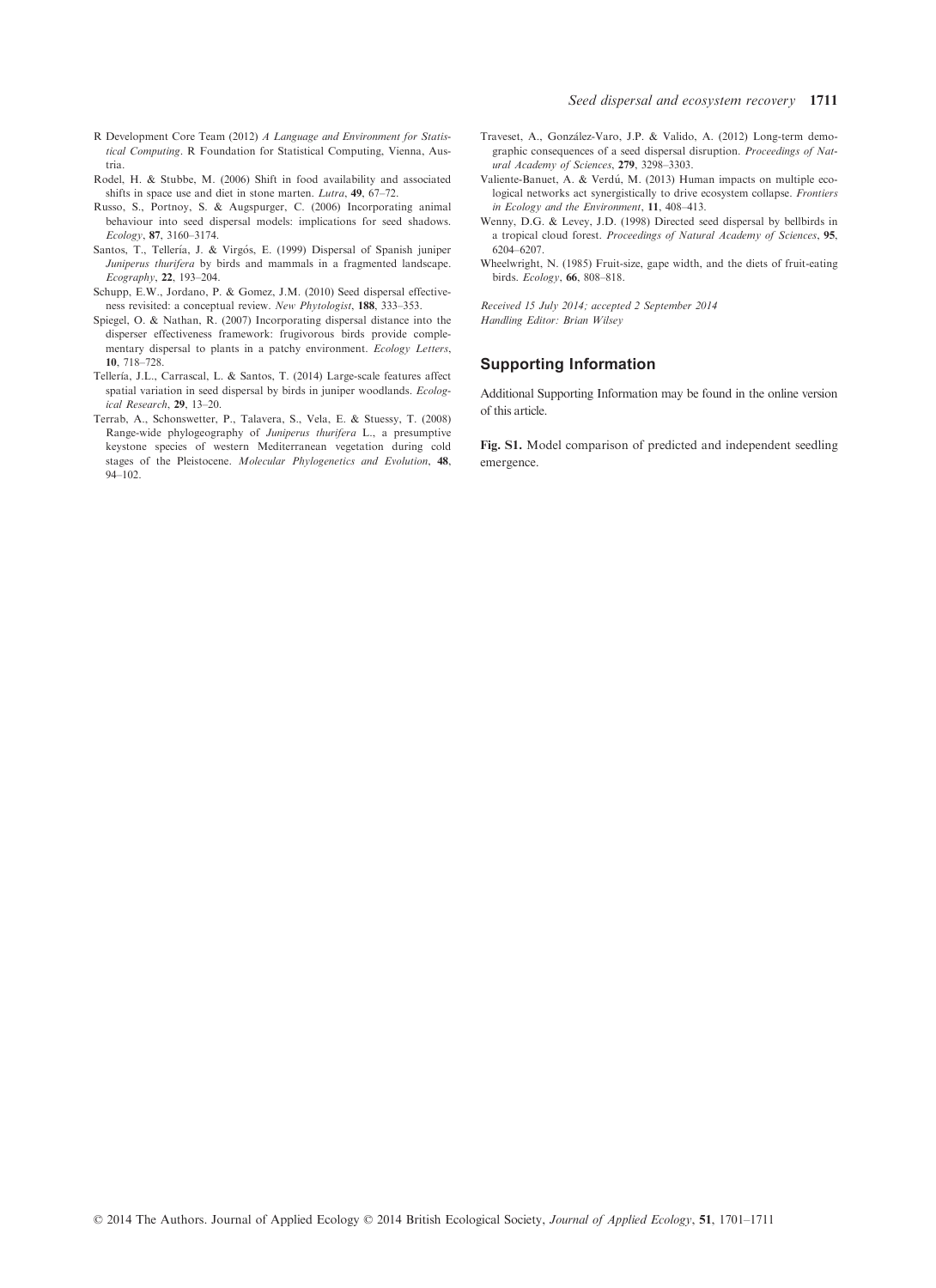R Development Core Team (2012) *A Language and Environment for Statistical Computing*. R Foundation for Statistical Computing, Vienna, Austria.

Rodel, H. & Stubbe, M. (2006) Shift in food availability and associated shifts in space use and diet in stone marten. *Lutra*, **49**, 67–72.

Russo, S., Portnoy, S. & Augspurger, C. (2006) Incorporating animal behaviour into seed dispersal models: implications for seed shadows. *Ecology*, **87**, 3160–3174.

Santos, T., Tellería, J. & Virgós, E. (1999) Dispersal of Spanish juniper *Juniperus thurifera* by birds and mammals in a fragmented landscape. *Ecography*, **22**, 193–204.

Schupp, E.W., Jordano, P. & Gomez, J.M. (2010) Seed dispersal effectiveness revisited: a conceptual review. *New Phytologist*, **188**, 333–353.

Spiegel, O. & Nathan, R. (2007) Incorporating dispersal distance into the disperser effectiveness framework: frugivorous birds provide complementary dispersal to plants in a patchy environment. *Ecology Letters*, **10**, 718–728.

Tellería, J.L., Carrascal, L. & Santos, T. (2014) Large-scale features affect spatial variation in seed dispersal by birds in juniper woodlands. *Ecological Research*, **29**, 13–20.

Terrab, A., Schonswetter, P., Talavera, S., Vela, E. & Stuessy, T. (2008) Range-wide phylogeography of *Juniperus thurifera* L., a presumptive keystone species of western Mediterranean vegetation during cold stages of the Pleistocene. *Molecular Phylogenetics and Evolution*, **48**, 94–102.

Traveset, A., González-Varo, J.P. & Valido, A. (2012) Long-term demographic consequences of a seed dispersal disruption. *Proceedings of Natural Academy of Sciences*, **279**, 3298–3303.

Valiente-Banuet, A. & Verdú, M. (2013) Human impacts on multiple ecological networks act synergistically to drive ecosystem collapse. *Frontiers in Ecology and the Environment*, **11**, 408–413.

Wenny, D.G. & Levey, J.D. (1998) Directed seed dispersal by bellbirds in a tropical cloud forest. *Proceedings of Natural Academy of Sciences*, **95**, 6204–6207.

Wheelwright, N. (1985) Fruit-size, gape width, and the diets of fruit-eating birds. *Ecology*, **66**, 808–818.

*Received 15 July 2014; accepted 2 September 2014*
*Handling Editor: Brian Wilsey*

## Supporting Information

Additional Supporting Information may be found in the online version of this article.

**Fig. S1.** Model comparison of predicted and independent seedling emergence.